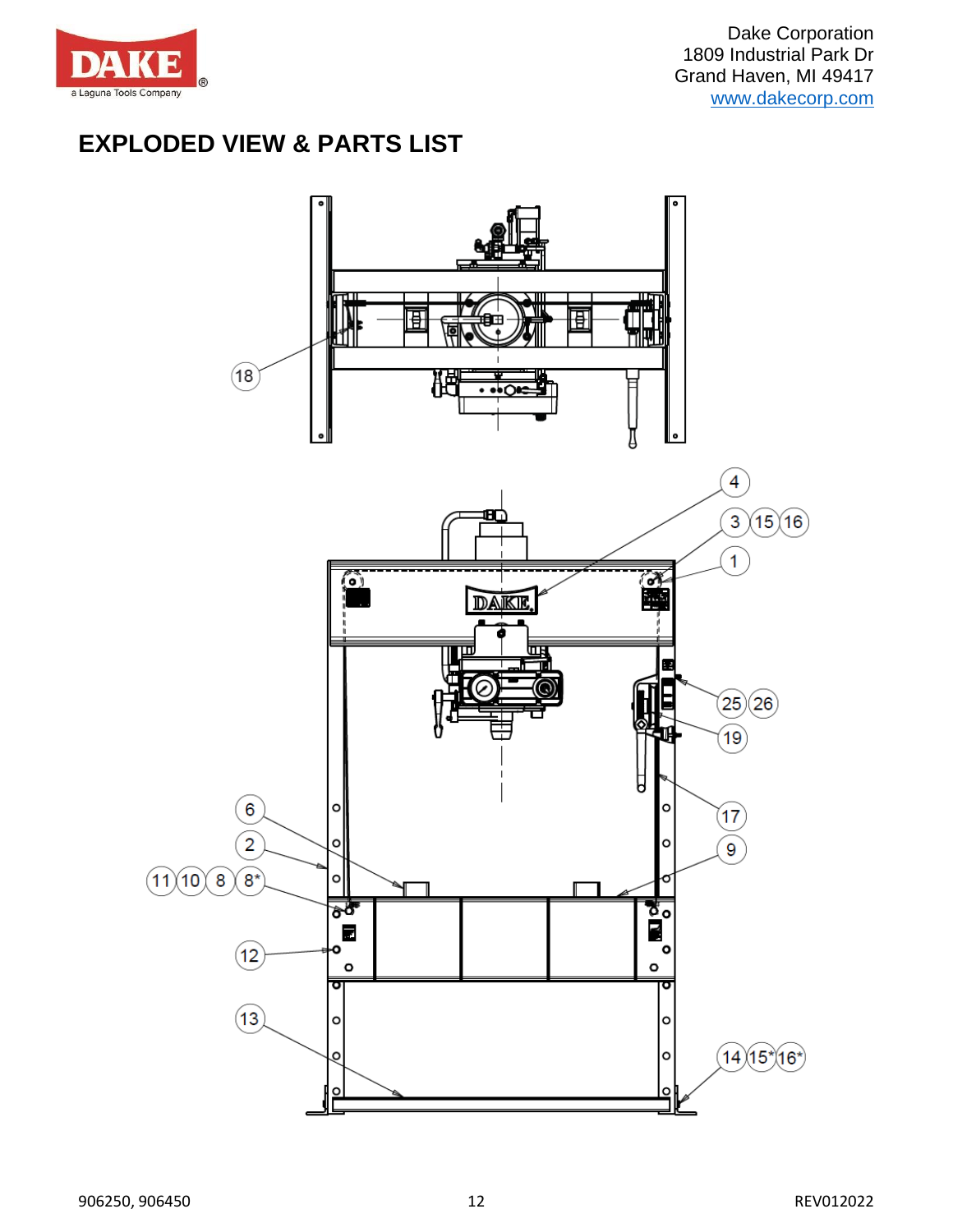Dake Corporation
1809 Industrial Park Dr
Grand Haven, MI 49417
www.dakecorp.com

# EXPLODED VIEW & PARTS LIST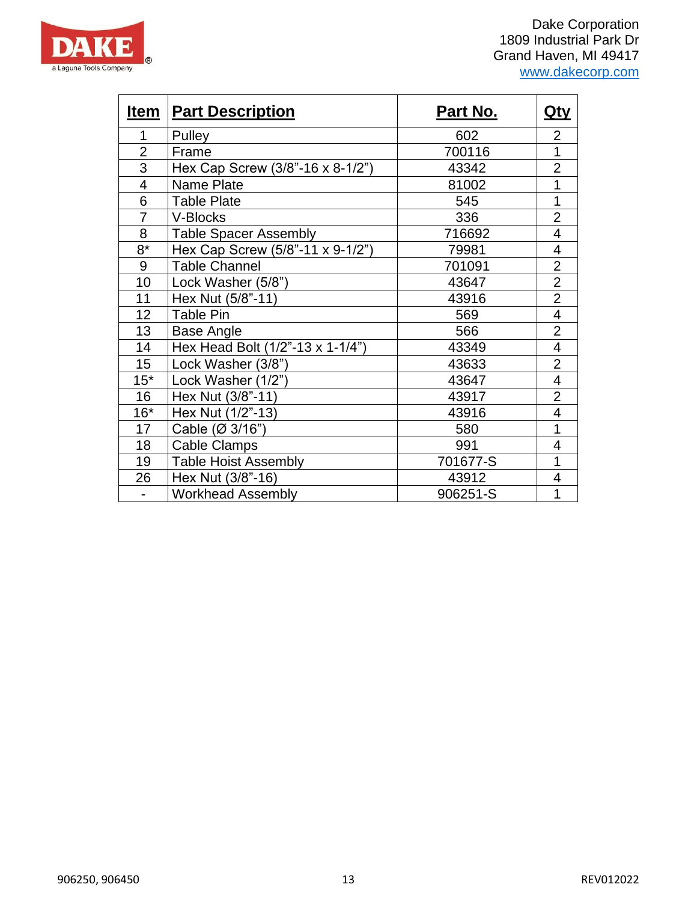Dake Corporation
1809 Industrial Park Dr
Grand Haven, MI 49417
www.dakecorp.com

| Item | Part Description | Part No. | Qty |
|---|---|---|---|
| 1 | Pulley | 602 | 2 |
| 2 | Frame | 700116 | 1 |
| 3 | Hex Cap Screw (3/8"-16 x 8-1/2") | 43342 | 2 |
| 4 | Name Plate | 81002 | 1 |
| 6 | Table Plate | 545 | 1 |
| 7 | V-Blocks | 336 | 2 |
| 8 | Table Spacer Assembly | 716692 | 4 |
| 8* | Hex Cap Screw (5/8"-11 x 9-1/2") | 79981 | 4 |
| 9 | Table Channel | 701091 | 2 |
| 10 | Lock Washer (5/8") | 43647 | 2 |
| 11 | Hex Nut (5/8"-11) | 43916 | 2 |
| 12 | Table Pin | 569 | 4 |
| 13 | Base Angle | 566 | 2 |
| 14 | Hex Head Bolt (1/2"-13 x 1-1/4") | 43349 | 4 |
| 15 | Lock Washer (3/8") | 43633 | 2 |
| 15* | Lock Washer (1/2") | 43647 | 4 |
| 16 | Hex Nut (3/8"-11) | 43917 | 2 |
| 16* | Hex Nut (1/2"-13) | 43916 | 4 |
| 17 | Cable (Ø 3/16") | 580 | 1 |
| 18 | Cable Clamps | 991 | 4 |
| 19 | Table Hoist Assembly | 701677-S | 1 |
| 26 | Hex Nut (3/8"-16) | 43912 | 4 |
| - | Workhead Assembly | 906251-S | 1 |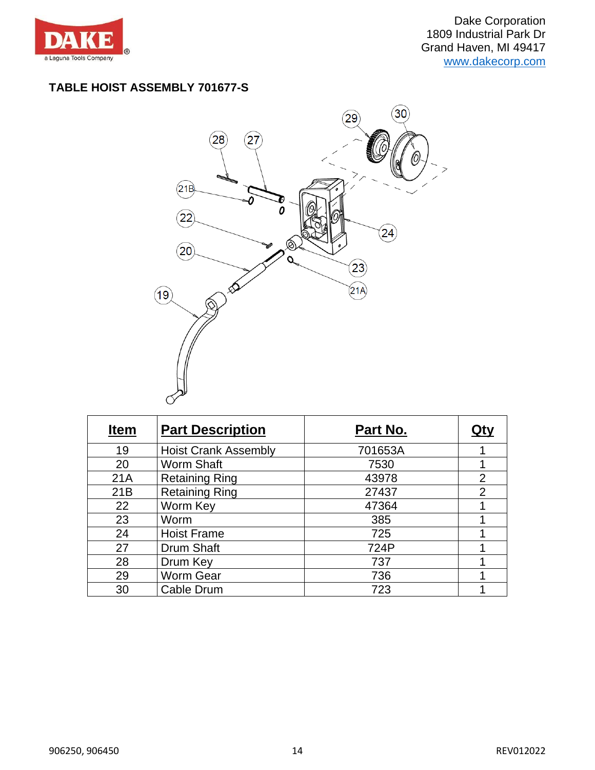Dake Corporation
1809 Industrial Park Dr
Grand Haven, MI 49417
www.dakecorp.com

## TABLE HOIST ASSEMBLY 701677-S

| Item | Part Description | Part No. | Qty |
|---|---|---|---|
| 19 | Hoist Crank Assembly | 701653A | 1 |
| 20 | Worm Shaft | 7530 | 1 |
| 21A | Retaining Ring | 43978 | 2 |
| 21B | Retaining Ring | 27437 | 2 |
| 22 | Worm Key | 47364 | 1 |
| 23 | Worm | 385 | 1 |
| 24 | Hoist Frame | 725 | 1 |
| 27 | Drum Shaft | 724P | 1 |
| 28 | Drum Key | 737 | 1 |
| 29 | Worm Gear | 736 | 1 |
| 30 | Cable Drum | 723 | 1 |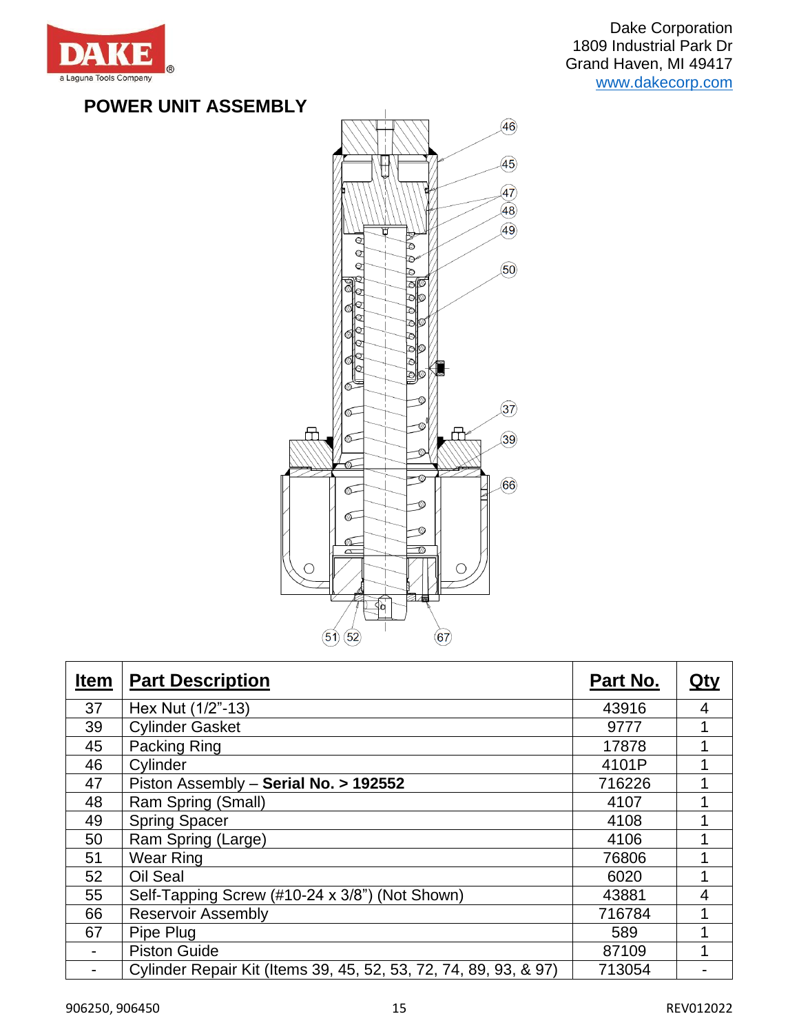Dake Corporation
1809 Industrial Park Dr
Grand Haven, MI 49417
www.dakecorp.com

## POWER UNIT ASSEMBLY

| Item | Part Description | Part No. | Qty |
|---|---|---|---|
| 37 | Hex Nut (1/2"-13) | 43916 | 4 |
| 39 | Cylinder Gasket | 9777 | 1 |
| 45 | Packing Ring | 17878 | 1 |
| 46 | Cylinder | 4101P | 1 |
| 47 | Piston Assembly – **Serial No. > 192552** | 716226 | 1 |
| 48 | Ram Spring (Small) | 4107 | 1 |
| 49 | Spring Spacer | 4108 | 1 |
| 50 | Ram Spring (Large) | 4106 | 1 |
| 51 | Wear Ring | 76806 | 1 |
| 52 | Oil Seal | 6020 | 1 |
| 55 | Self-Tapping Screw (#10-24 x 3/8") (Not Shown) | 43881 | 4 |
| 66 | Reservoir Assembly | 716784 | 1 |
| 67 | Pipe Plug | 589 | 1 |
| - | Piston Guide | 87109 | 1 |
| - | Cylinder Repair Kit (Items 39, 45, 52, 53, 72, 74, 89, 93, & 97) | 713054 | - |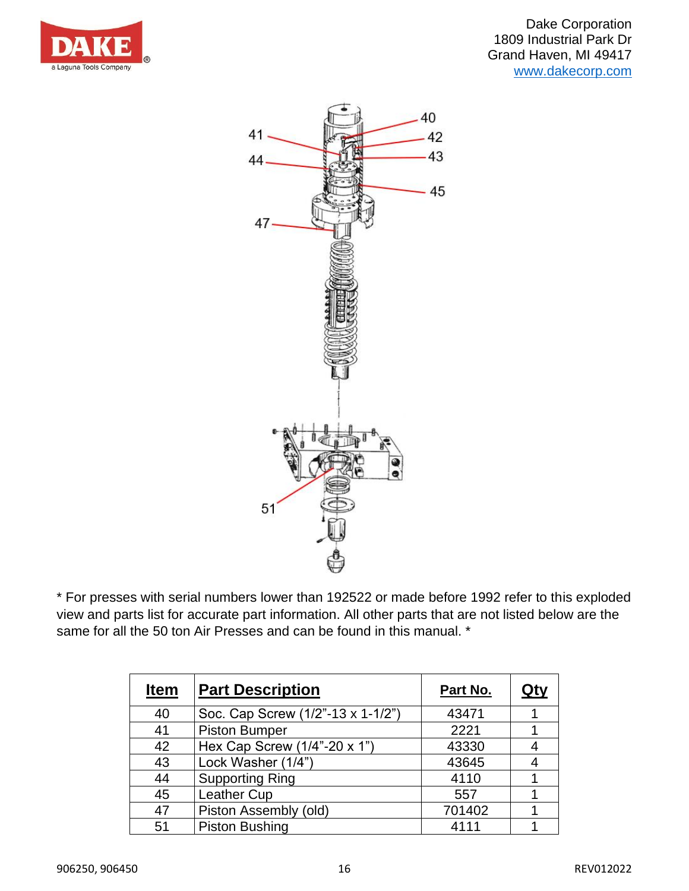* For presses with serial numbers lower than 192522 or made before 1992 refer to this exploded view and parts list for accurate part information. All other parts that are not listed below are the same for all the 50 ton Air Presses and can be found in this manual. *

| Item | Part Description | Part No. | Qty |
|---|---|---|---|
| 40 | Soc. Cap Screw (1/2”-13 x 1-1/2”) | 43471 | 1 |
| 41 | Piston Bumper | 2221 | 1 |
| 42 | Hex Cap Screw (1/4”-20 x 1”) | 43330 | 4 |
| 43 | Lock Washer (1/4”) | 43645 | 4 |
| 44 | Supporting Ring | 4110 | 1 |
| 45 | Leather Cup | 557 | 1 |
| 47 | Piston Assembly (old) | 701402 | 1 |
| 51 | Piston Bushing | 4111 | 1 |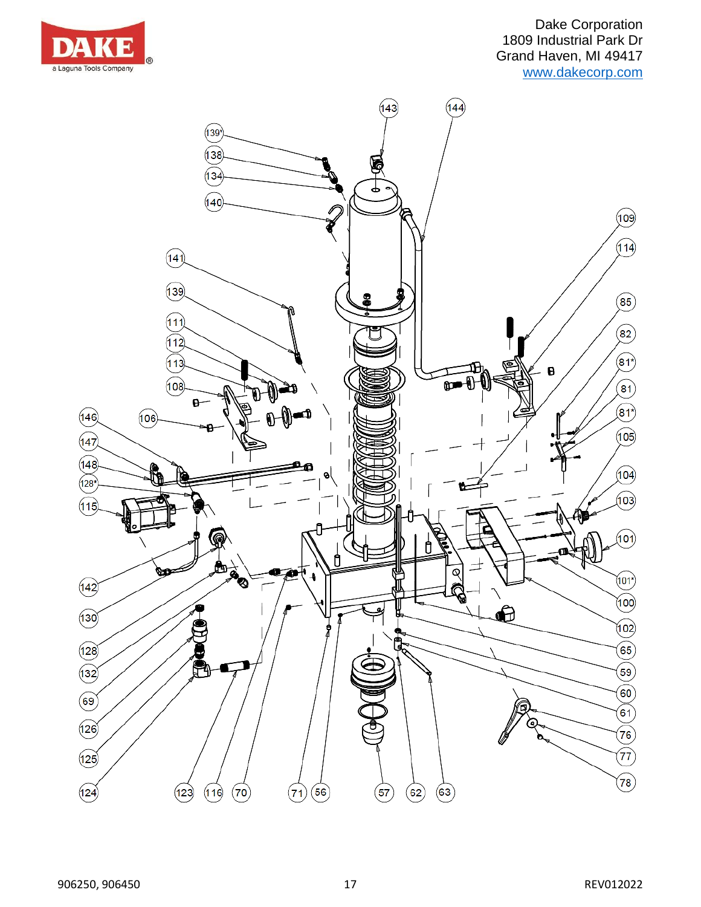Dake Corporation
1809 Industrial Park Dr
Grand Haven, MI 49417
www.dakecorp.com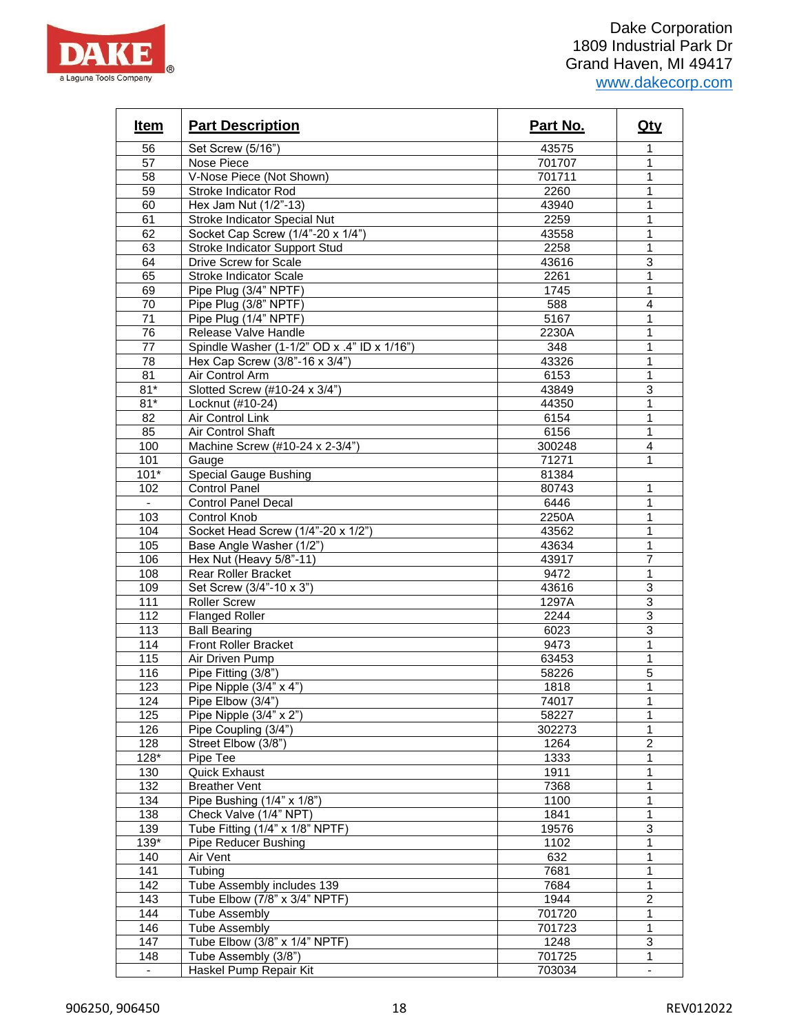Dake Corporation
1809 Industrial Park Dr
Grand Haven, MI 49417
www.dakecorp.com

| Item | Part Description | Part No. | Qty |
|---|---|---|---|
| 56 | Set Screw (5/16") | 43575 | 1 |
| 57 | Nose Piece | 701707 | 1 |
| 58 | V-Nose Piece (Not Shown) | 701711 | 1 |
| 59 | Stroke Indicator Rod | 2260 | 1 |
| 60 | Hex Jam Nut (1/2"-13) | 43940 | 1 |
| 61 | Stroke Indicator Special Nut | 2259 | 1 |
| 62 | Socket Cap Screw (1/4"-20 x 1/4") | 43558 | 1 |
| 63 | Stroke Indicator Support Stud | 2258 | 1 |
| 64 | Drive Screw for Scale | 43616 | 3 |
| 65 | Stroke Indicator Scale | 2261 | 1 |
| 69 | Pipe Plug (3/4" NPTF) | 1745 | 1 |
| 70 | Pipe Plug (3/8" NPTF) | 588 | 4 |
| 71 | Pipe Plug (1/4" NPTF) | 5167 | 1 |
| 76 | Release Valve Handle | 2230A | 1 |
| 77 | Spindle Washer (1-1/2" OD x .4" ID x 1/16") | 348 | 1 |
| 78 | Hex Cap Screw (3/8"-16 x 3/4") | 43326 | 1 |
| 81 | Air Control Arm | 6153 | 1 |
| 81* | Slotted Screw (#10-24 x 3/4") | 43849 | 3 |
| 81* | Locknut (#10-24) | 44350 | 1 |
| 82 | Air Control Link | 6154 | 1 |
| 85 | Air Control Shaft | 6156 | 1 |
| 100 | Machine Screw (#10-24 x 2-3/4") | 300248 | 4 |
| 101 | Gauge | 71271 | 1 |
| 101* | Special Gauge Bushing | 81384 | |
| 102 | Control Panel | 80743 | 1 |
| - | Control Panel Decal | 6446 | 1 |
| 103 | Control Knob | 2250A | 1 |
| 104 | Socket Head Screw (1/4"-20 x 1/2") | 43562 | 1 |
| 105 | Base Angle Washer (1/2") | 43634 | 1 |
| 106 | Hex Nut (Heavy 5/8"-11) | 43917 | 7 |
| 108 | Rear Roller Bracket | 9472 | 1 |
| 109 | Set Screw (3/4"-10 x 3") | 43616 | 3 |
| 111 | Roller Screw | 1297A | 3 |
| 112 | Flanged Roller | 2244 | 3 |
| 113 | Ball Bearing | 6023 | 3 |
| 114 | Front Roller Bracket | 9473 | 1 |
| 115 | Air Driven Pump | 63453 | 1 |
| 116 | Pipe Fitting (3/8") | 58226 | 5 |
| 123 | Pipe Nipple (3/4" x 4") | 1818 | 1 |
| 124 | Pipe Elbow (3/4") | 74017 | 1 |
| 125 | Pipe Nipple (3/4" x 2") | 58227 | 1 |
| 126 | Pipe Coupling (3/4") | 302273 | 1 |
| 128 | Street Elbow (3/8") | 1264 | 2 |
| 128* | Pipe Tee | 1333 | 1 |
| 130 | Quick Exhaust | 1911 | 1 |
| 132 | Breather Vent | 7368 | 1 |
| 134 | Pipe Bushing (1/4" x 1/8") | 1100 | 1 |
| 138 | Check Valve (1/4" NPT) | 1841 | 1 |
| 139 | Tube Fitting (1/4" x 1/8" NPTF) | 19576 | 3 |
| 139* | Pipe Reducer Bushing | 1102 | 1 |
| 140 | Air Vent | 632 | 1 |
| 141 | Tubing | 7681 | 1 |
| 142 | Tube Assembly includes 139 | 7684 | 1 |
| 143 | Tube Elbow (7/8" x 3/4" NPTF) | 1944 | 2 |
| 144 | Tube Assembly | 701720 | 1 |
| 146 | Tube Assembly | 701723 | 1 |
| 147 | Tube Elbow (3/8" x 1/4" NPTF) | 1248 | 3 |
| 148 | Tube Assembly (3/8") | 701725 | 1 |
| - | Haskel Pump Repair Kit | 703034 | - |

906250, 906450 REV012022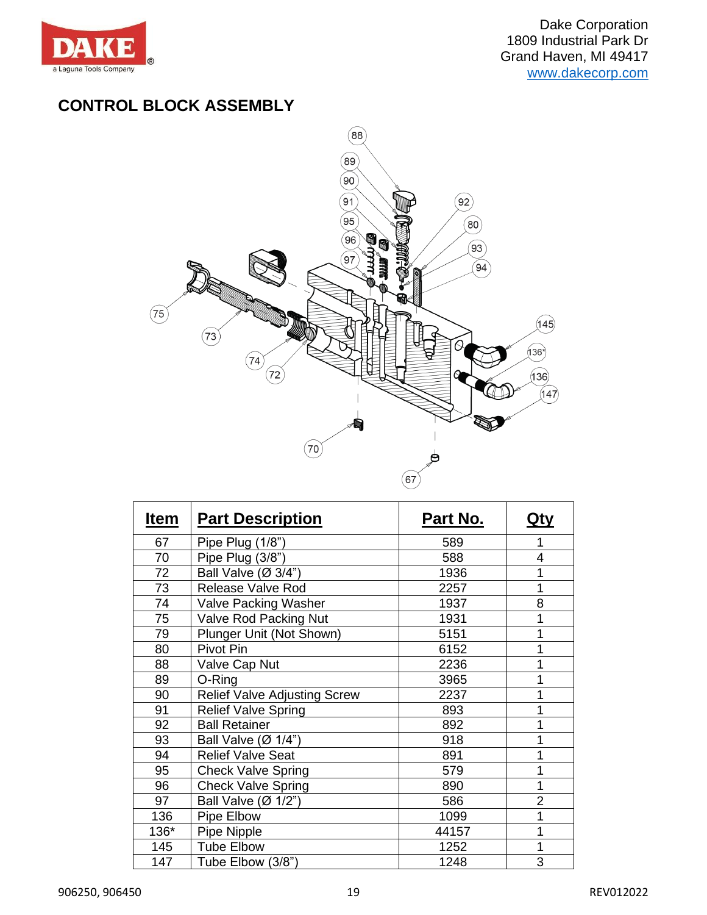Dake Corporation
1809 Industrial Park Dr
Grand Haven, MI 49417
www.dakecorp.com

## CONTROL BLOCK ASSEMBLY

| Item | Part Description | Part No. | Qty |
|---|---|---|---|
| 67 | Pipe Plug (1/8") | 589 | 1 |
| 70 | Pipe Plug (3/8") | 588 | 4 |
| 72 | Ball Valve (Ø 3/4") | 1936 | 1 |
| 73 | Release Valve Rod | 2257 | 1 |
| 74 | Valve Packing Washer | 1937 | 8 |
| 75 | Valve Rod Packing Nut | 1931 | 1 |
| 79 | Plunger Unit (Not Shown) | 5151 | 1 |
| 80 | Pivot Pin | 6152 | 1 |
| 88 | Valve Cap Nut | 2236 | 1 |
| 89 | O-Ring | 3965 | 1 |
| 90 | Relief Valve Adjusting Screw | 2237 | 1 |
| 91 | Relief Valve Spring | 893 | 1 |
| 92 | Ball Retainer | 892 | 1 |
| 93 | Ball Valve (Ø 1/4") | 918 | 1 |
| 94 | Relief Valve Seat | 891 | 1 |
| 95 | Check Valve Spring | 579 | 1 |
| 96 | Check Valve Spring | 890 | 1 |
| 97 | Ball Valve (Ø 1/2") | 586 | 2 |
| 136 | Pipe Elbow | 1099 | 1 |
| 136* | Pipe Nipple | 44157 | 1 |
| 145 | Tube Elbow | 1252 | 1 |
| 147 | Tube Elbow (3/8") | 1248 | 3 |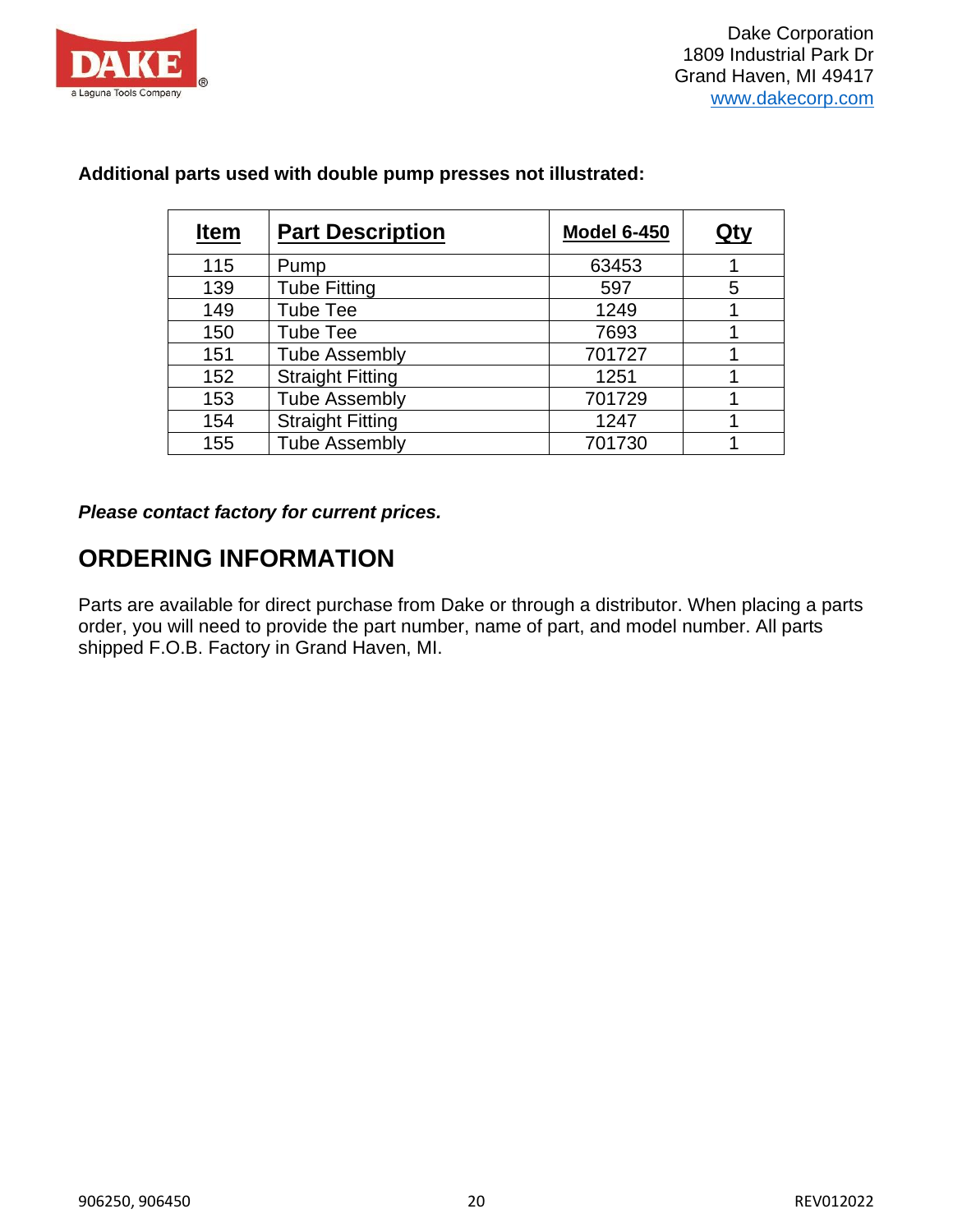**Additional parts used with double pump presses not illustrated:**

| Item | Part Description | Model 6-450 | Qty |
|---|---|---|---|
| 115 | Pump | 63453 | 1 |
| 139 | Tube Fitting | 597 | 5 |
| 149 | Tube Tee | 1249 | 1 |
| 150 | Tube Tee | 7693 | 1 |
| 151 | Tube Assembly | 701727 | 1 |
| 152 | Straight Fitting | 1251 | 1 |
| 153 | Tube Assembly | 701729 | 1 |
| 154 | Straight Fitting | 1247 | 1 |
| 155 | Tube Assembly | 701730 | 1 |

***Please contact factory for current prices.***

## ORDERING INFORMATION

Parts are available for direct purchase from Dake or through a distributor. When placing a parts order, you will need to provide the part number, name of part, and model number. All parts shipped F.O.B. Factory in Grand Haven, MI.